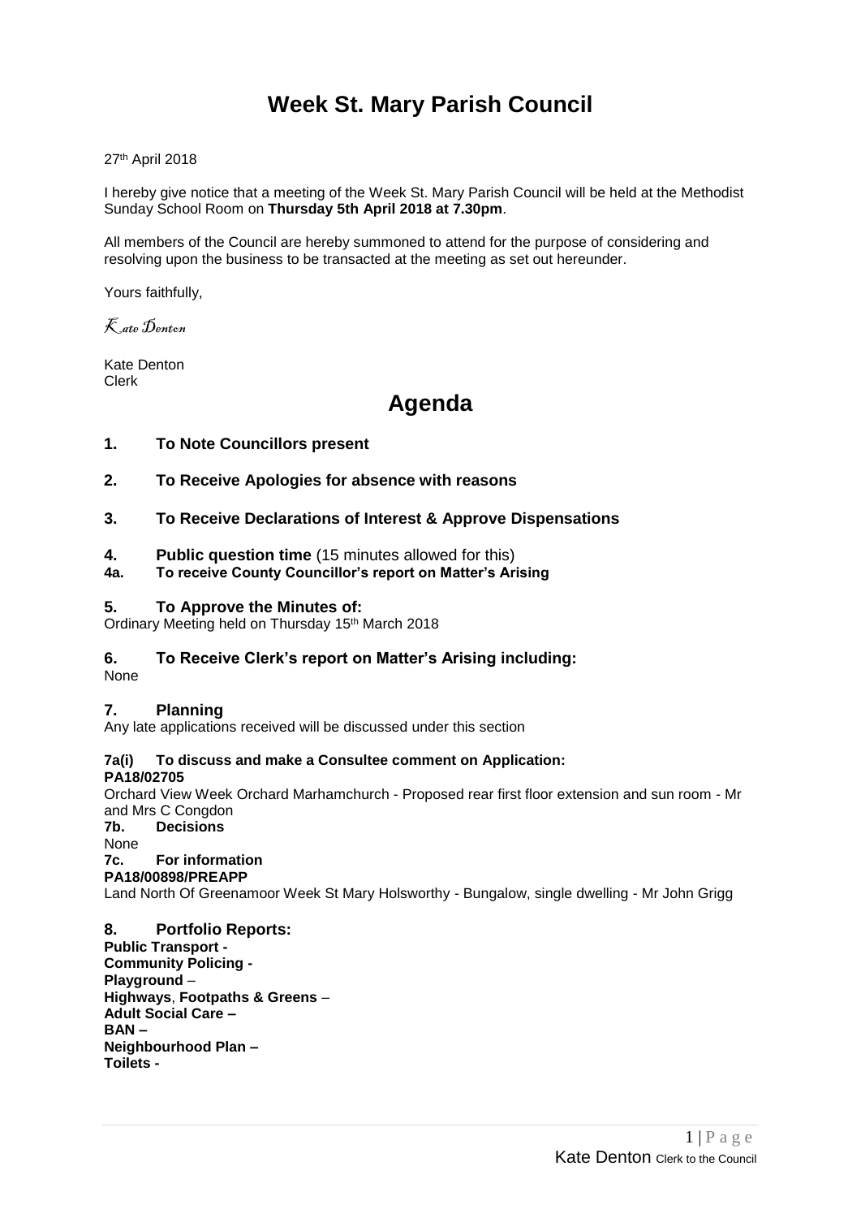# Week St. Mary Parish Council

27th April 2018

I hereby give notice that a meeting of the Week St. Mary Parish Council will be held at the Methodist Sunday School Room on **Thursday 5th April 2018 at 7.30pm**.

All members of the Council are hereby summoned to attend for the purpose of considering and resolving upon the business to be transacted at the meeting as set out hereunder.

Yours faithfully,

*Kate Denton*

Kate Denton
Clerk

# Agenda

## 1. To Note Councillors present

## 2. To Receive Apologies for absence with reasons

## 3. To Receive Declarations of Interest & Approve Dispensations

## 4. Public question time (15 minutes allowed for this)

**4a. To receive County Councillor's report on Matter's Arising**

## 5. To Approve the Minutes of:

Ordinary Meeting held on Thursday 15th March 2018

## 6. To Receive Clerk's report on Matter's Arising including:

None

## 7. Planning

Any late applications received will be discussed under this section

**7a(i) To discuss and make a Consultee comment on Application:**
**PA18/02705**

Orchard View Week Orchard Marhamchurch - Proposed rear first floor extension and sun room - Mr and Mrs C Congdon

**7b. Decisions**

None

**7c. For information**
**PA18/00898/PREAPP**

Land North Of Greenamoor Week St Mary Holsworthy - Bungalow, single dwelling - Mr John Grigg

## 8. Portfolio Reports:

**Public Transport -**
**Community Policing -**
**Playground** –
**Highways**, **Footpaths & Greens** –
**Adult Social Care –**
**BAN –**
**Neighbourhood Plan –**
**Toilets -**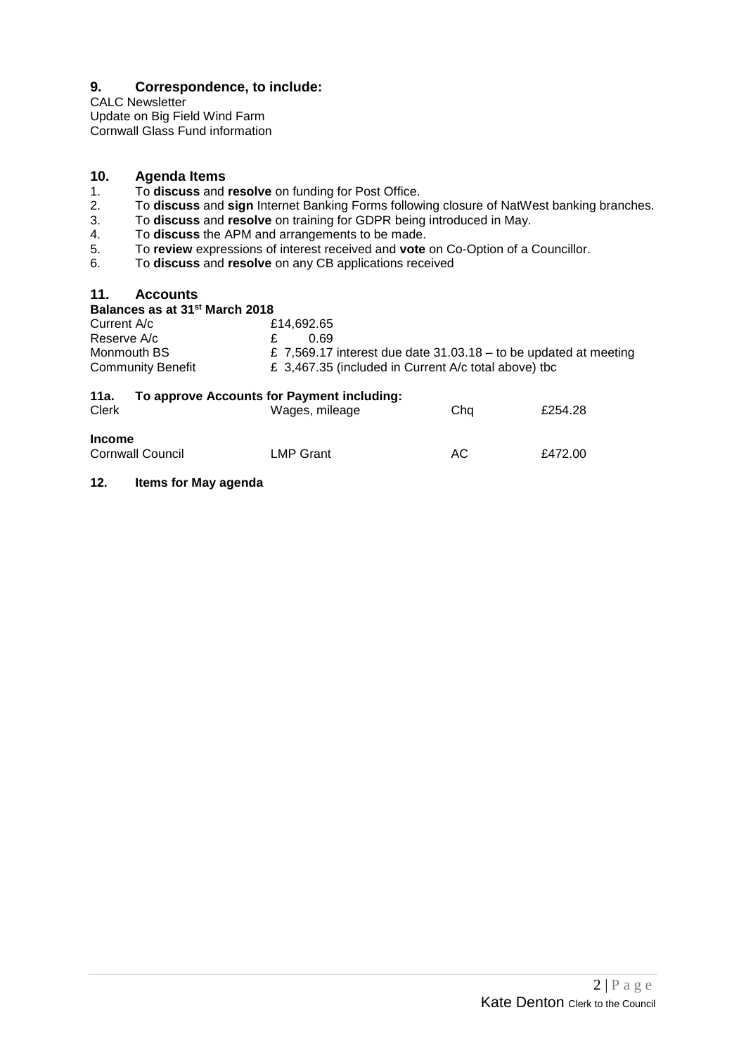## 9. Correspondence, to include:

CALC Newsletter
Update on Big Field Wind Farm
Cornwall Glass Fund information

## 10. Agenda Items

1. To **discuss** and **resolve** on funding for Post Office.
2. To **discuss** and **sign** Internet Banking Forms following closure of NatWest banking branches.
3. To **discuss** and **resolve** on training for GDPR being introduced in May.
4. To **discuss** the APM and arrangements to be made.
5. To **review** expressions of interest received and **vote** on Co-Option of a Councillor.
6. To **discuss** and **resolve** on any CB applications received

## 11. Accounts

**Balances as at 31st March 2018**

| | |
|---|---|
| Current A/c | £14,692.65 |
| Reserve A/c | £ 0.69 |
| Monmouth BS | £ 7,569.17 interest due date 31.03.18 – to be updated at meeting |
| Community Benefit | £ 3,467.35 (included in Current A/c total above) tbc |

### 11a. To approve Accounts for Payment including:

| | | | |
|---|---|---|---|
| Clerk | Wages, mileage | Chq | £254.28 |
| **Income** | | | |
| Cornwall Council | LMP Grant | AC | £472.00 |

## 12. Items for May agenda

Kate Denton Clerk to the Council